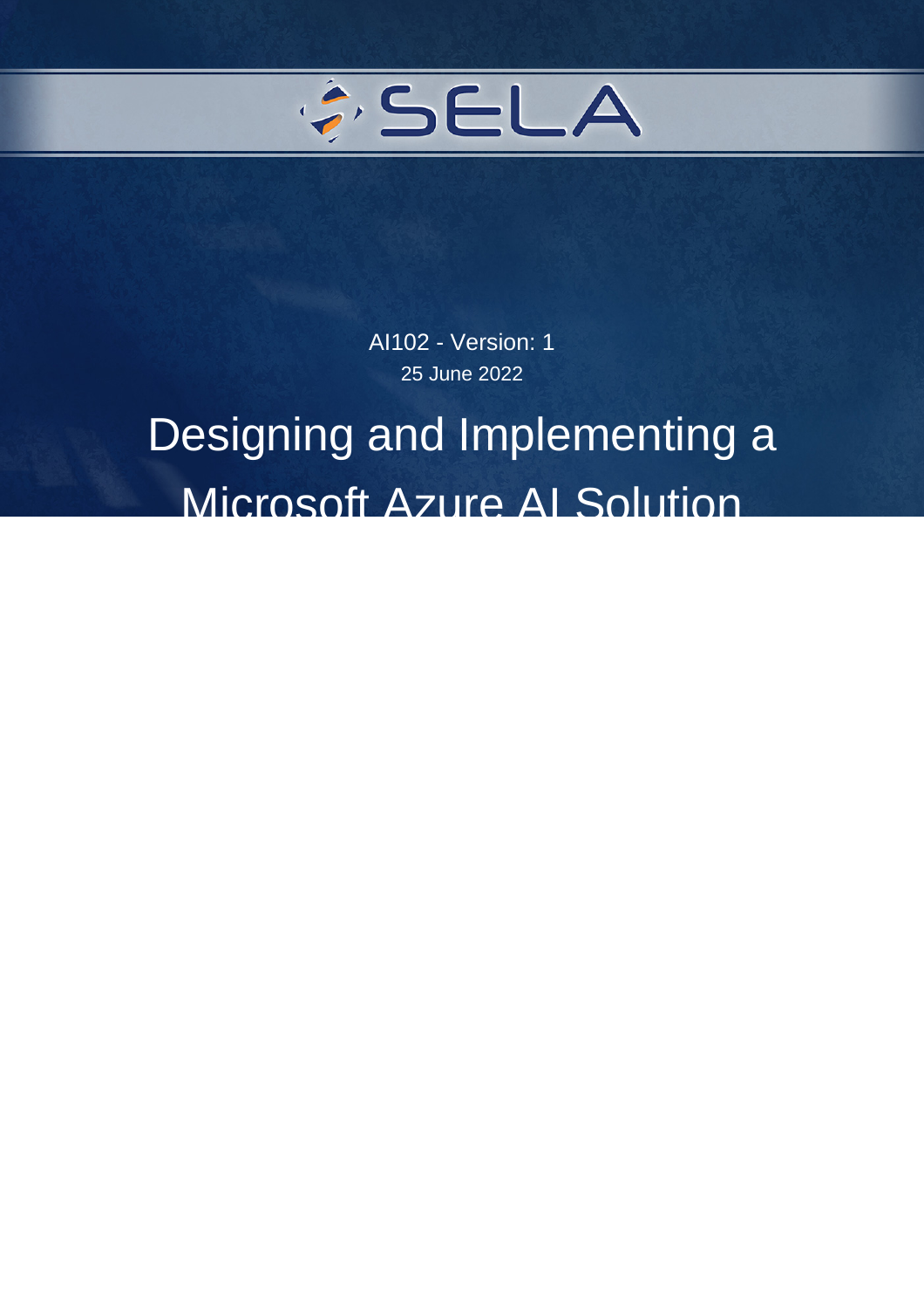SELA

AI102 - Version: 1

25 June 2022

# Designing and Implementing a Microsoft Azure AI Solution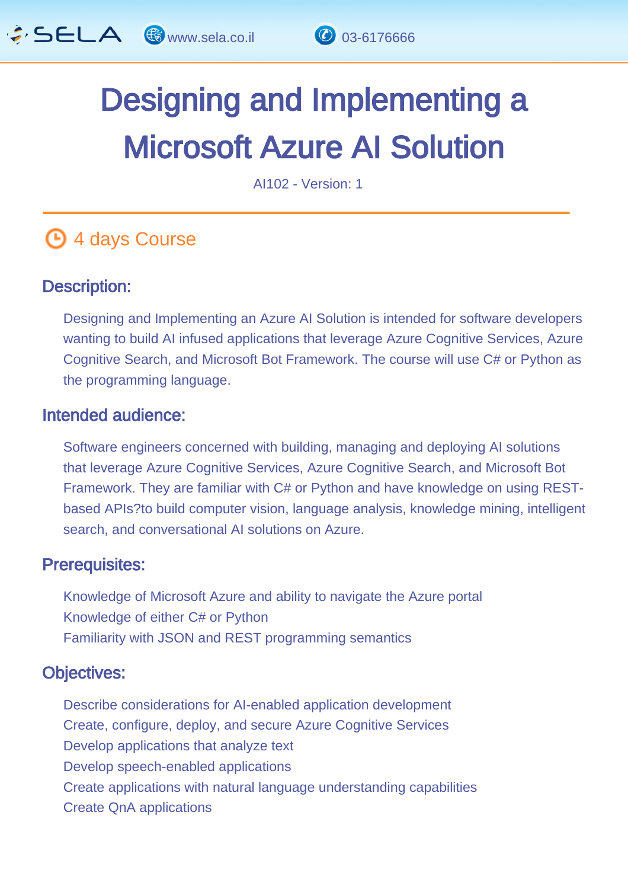# Designing and Implementing a Microsoft Azure AI Solution

AI102 - Version: 1

4 days Course

## Description:

Designing and Implementing an Azure AI Solution is intended for software developers wanting to build AI infused applications that leverage Azure Cognitive Services, Azure Cognitive Search, and Microsoft Bot Framework. The course will use C# or Python as the programming language.

## Intended audience:

Software engineers concerned with building, managing and deploying AI solutions that leverage Azure Cognitive Services, Azure Cognitive Search, and Microsoft Bot Framework. They are familiar with C# or Python and have knowledge on using REST-based APIs?to build computer vision, language analysis, knowledge mining, intelligent search, and conversational AI solutions on Azure.

## Prerequisites:

Knowledge of Microsoft Azure and ability to navigate the Azure portal
Knowledge of either C# or Python
Familiarity with JSON and REST programming semantics

## Objectives:

Describe considerations for AI-enabled application development
Create, configure, deploy, and secure Azure Cognitive Services
Develop applications that analyze text
Develop speech-enabled applications
Create applications with natural language understanding capabilities
Create QnA applications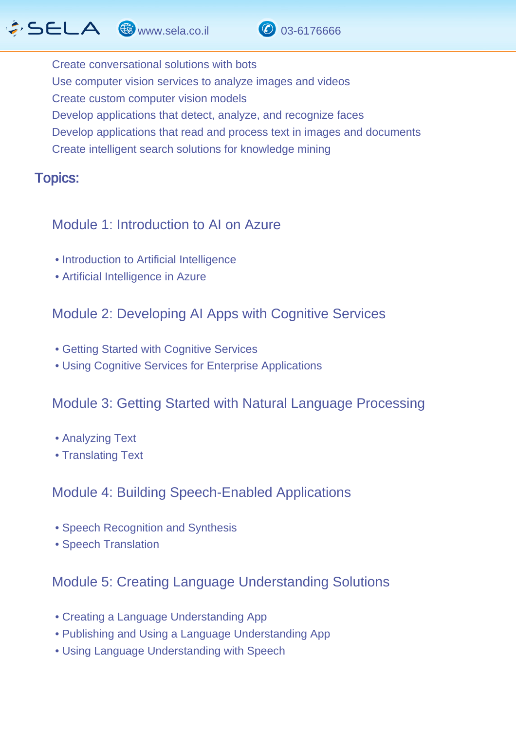Create conversational solutions with bots
Use computer vision services to analyze images and videos
Create custom computer vision models
Develop applications that detect, analyze, and recognize faces
Develop applications that read and process text in images and documents
Create intelligent search solutions for knowledge mining

## Topics:

### Module 1: Introduction to AI on Azure

- Introduction to Artificial Intelligence
- Artificial Intelligence in Azure

### Module 2: Developing AI Apps with Cognitive Services

- Getting Started with Cognitive Services
- Using Cognitive Services for Enterprise Applications

### Module 3: Getting Started with Natural Language Processing

- Analyzing Text
- Translating Text

### Module 4: Building Speech-Enabled Applications

- Speech Recognition and Synthesis
- Speech Translation

### Module 5: Creating Language Understanding Solutions

- Creating a Language Understanding App
- Publishing and Using a Language Understanding App
- Using Language Understanding with Speech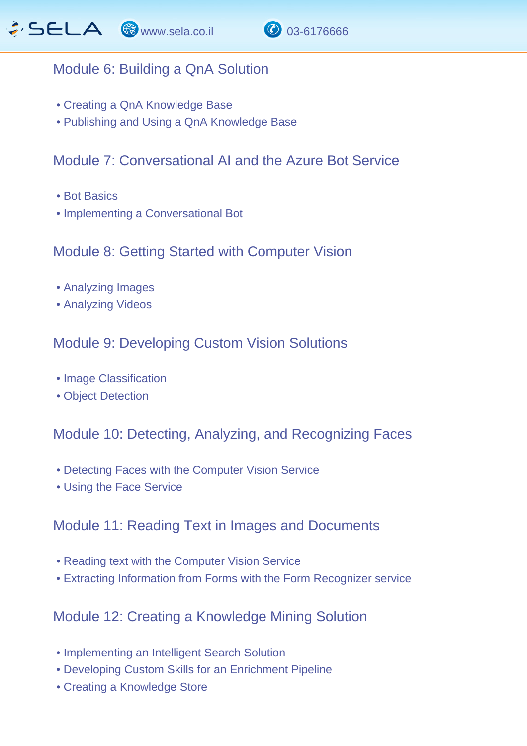## Module 6: Building a QnA Solution

- Creating a QnA Knowledge Base
- Publishing and Using a QnA Knowledge Base

## Module 7: Conversational AI and the Azure Bot Service

- Bot Basics
- Implementing a Conversational Bot

## Module 8: Getting Started with Computer Vision

- Analyzing Images
- Analyzing Videos

## Module 9: Developing Custom Vision Solutions

- Image Classification
- Object Detection

## Module 10: Detecting, Analyzing, and Recognizing Faces

- Detecting Faces with the Computer Vision Service
- Using the Face Service

## Module 11: Reading Text in Images and Documents

- Reading text with the Computer Vision Service
- Extracting Information from Forms with the Form Recognizer service

## Module 12: Creating a Knowledge Mining Solution

- Implementing an Intelligent Search Solution
- Developing Custom Skills for an Enrichment Pipeline
- Creating a Knowledge Store